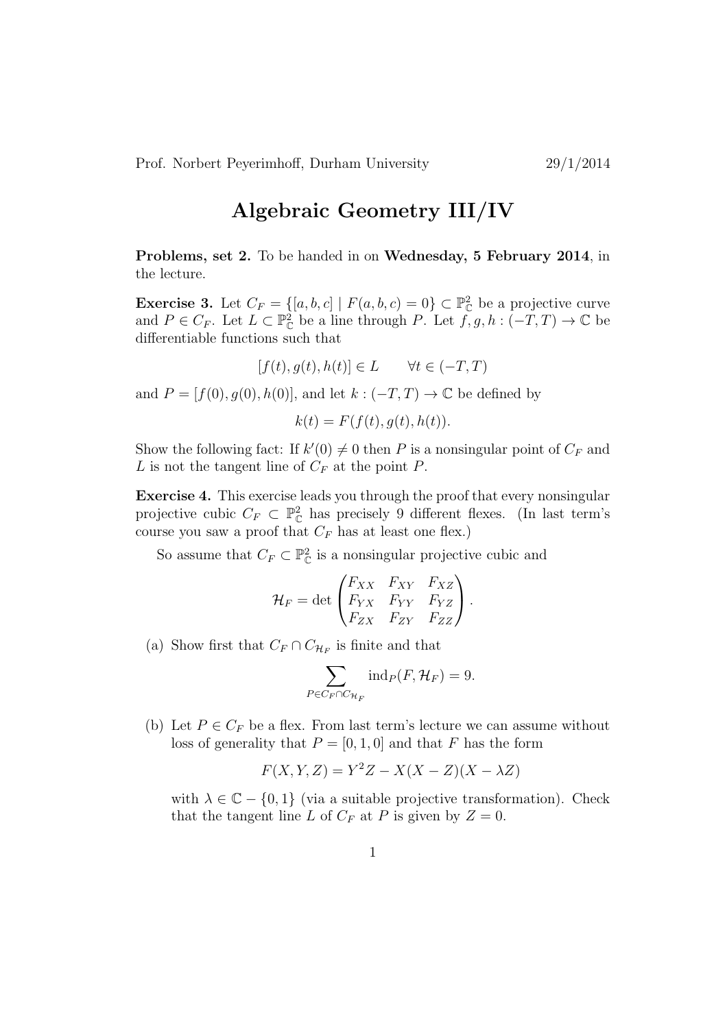Prof. Norbert Peyerimhoff, Durham University 29/1/2014

# Algebraic Geometry III/IV

**Problems, set 2.** To be handed in on **Wednesday, 5 February 2014**, in the lecture.

**Exercise 3.** Let $C_F = \{[a,b,c] \mid F(a,b,c) = 0\} \subset \mathbb{P}^2_{\mathbb{C}}$ be a projective curve and $P \in C_F$. Let $L \subset \mathbb{P}^2_{\mathbb{C}}$ be a line through $P$. Let $f, g, h : (-T,T) \to \mathbb{C}$ be differentiable functions such that

$$[f(t), g(t), h(t)] \in L \qquad \forall t \in (-T,T)$$

and $P = [f(0), g(0), h(0)]$, and let $k : (-T,T) \to \mathbb{C}$ be defined by

$$k(t) = F(f(t), g(t), h(t)).$$

Show the following fact: If $k'(0) \neq 0$ then $P$ is a nonsingular point of $C_F$ and $L$ is not the tangent line of $C_F$ at the point $P$.

**Exercise 4.** This exercise leads you through the proof that every nonsingular projective cubic $C_F \subset \mathbb{P}^2_{\mathbb{C}}$ has precisely 9 different flexes. (In last term's course you saw a proof that $C_F$ has at least one flex.)

So assume that $C_F \subset \mathbb{P}^2_{\mathbb{C}}$ is a nonsingular projective cubic and

$$\mathcal{H}_F = \det \begin{pmatrix} F_{XX} & F_{XY} & F_{XZ} \\ F_{YX} & F_{YY} & F_{YZ} \\ F_{ZX} & F_{ZY} & F_{ZZ} \end{pmatrix}.$$

(a) Show first that $C_F \cap C_{\mathcal{H}_F}$ is finite and that

$$\sum_{P \in C_F \cap C_{\mathcal{H}_F}} \mathrm{ind}_P(F, \mathcal{H}_F) = 9.$$

(b) Let $P \in C_F$ be a flex. From last term's lecture we can assume without loss of generality that $P = [0,1,0]$ and that $F$ has the form

$$F(X,Y,Z) = Y^2 Z - X(X-Z)(X - \lambda Z)$$

with $\lambda \in \mathbb{C} - \{0,1\}$ (via a suitable projective transformation). Check that the tangent line $L$ of $C_F$ at $P$ is given by $Z = 0$.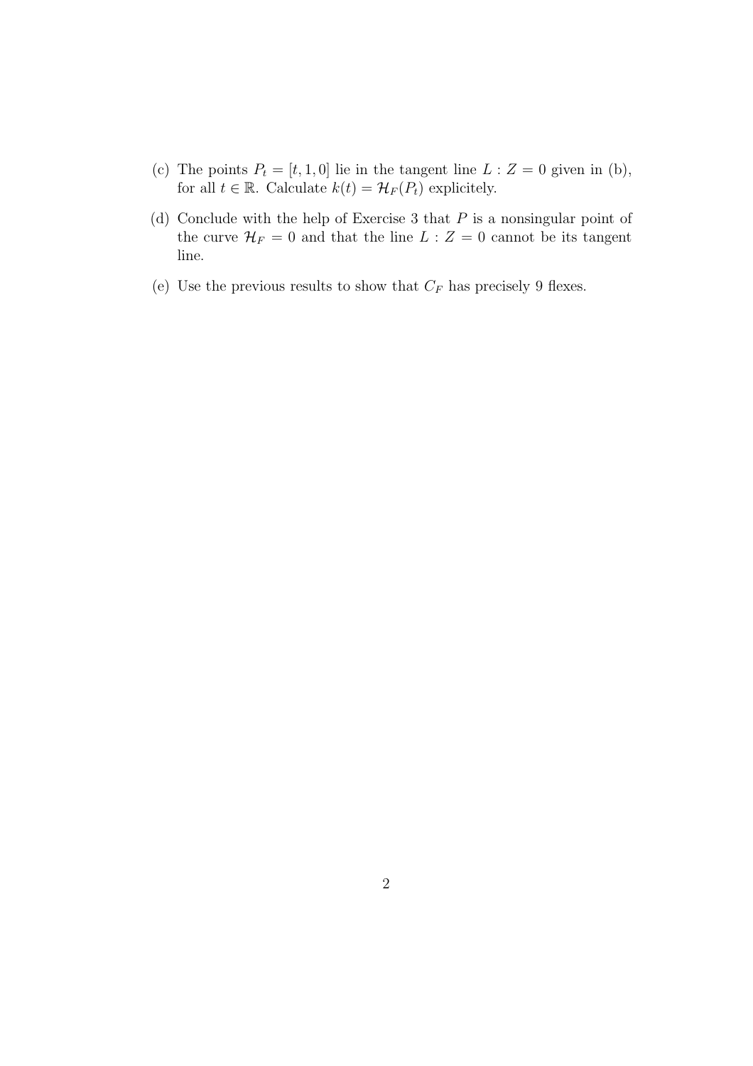(c) The points $P_t = [t, 1, 0]$ lie in the tangent line $L : Z = 0$ given in (b), for all $t \in \mathbb{R}$. Calculate $k(t) = \mathcal{H}_F(P_t)$ explicitely.

(d) Conclude with the help of Exercise 3 that $P$ is a nonsingular point of the curve $\mathcal{H}_F = 0$ and that the line $L : Z = 0$ cannot be its tangent line.

(e) Use the previous results to show that $C_F$ has precisely 9 flexes.